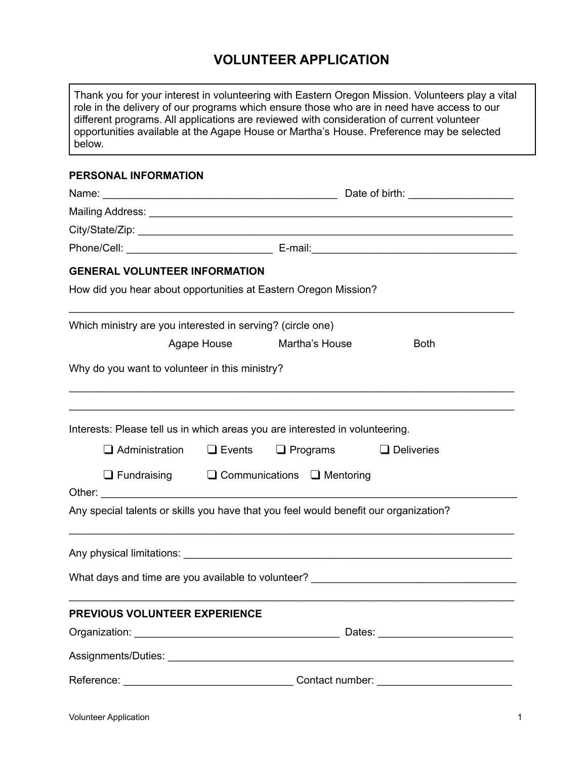# VOLUNTEER APPLICATION

Thank you for your interest in volunteering with Eastern Oregon Mission. Volunteers play a vital role in the delivery of our programs which ensure those who are in need have access to our different programs. All applications are reviewed with consideration of current volunteer opportunities available at the Agape House or Martha's House. Preference may be selected below.

**PERSONAL INFORMATION**

Name: ________________________________________ Date of birth: __________________

Mailing Address: ______________________________________________________________

City/State/Zip: ________________________________________________________________

Phone/Cell: _________________________ E-mail:___________________________________

**GENERAL VOLUNTEER INFORMATION**

How did you hear about opportunities at Eastern Oregon Mission?

_____________________________________________________________________________

Which ministry are you interested in serving? (circle one)

Agape House    Martha's House    Both

Why do you want to volunteer in this ministry?

_____________________________________________________________________________

_____________________________________________________________________________

Interests: Please tell us in which areas you are interested in volunteering.

- ❑ Administration
- ❑ Events
- ❑ Programs
- ❑ Deliveries
- ❑ Fundraising
- ❑ Communications
- ❑ Mentoring

Other: _______________________________________________________________________

Any special talents or skills you have that you feel would benefit our organization?

_____________________________________________________________________________

Any physical limitations: ________________________________________________________

What days and time are you available to volunteer? __________________________________

_____________________________________________________________________________

**PREVIOUS VOLUNTEER EXPERIENCE**

Organization: ___________________________________ Dates: ______________________

Assignments/Duties: ____________________________________________________________

Reference: ____________________________ Contact number: ______________________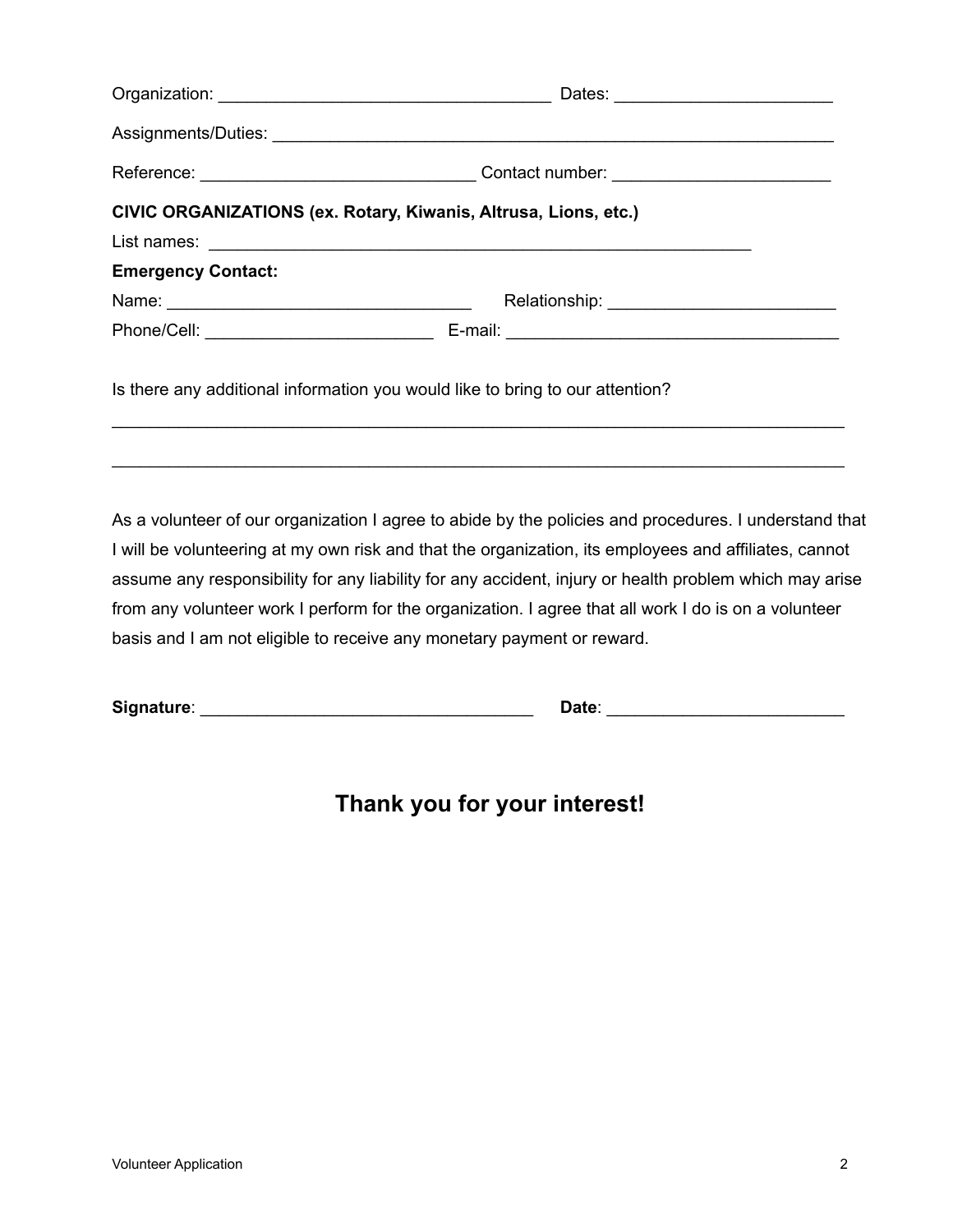Organization: ___________________________________ Dates: _______________________

Assignments/Duties: ____________________________________________________________

Reference: _____________________________ Contact number: _______________________

**CIVIC ORGANIZATIONS (ex. Rotary, Kiwanis, Altrusa, Lions, etc.)**

List names: ____________________________________________________________

**Emergency Contact:**

Name: ________________________________ Relationship: ________________________

Phone/Cell: ________________________ E-mail: ___________________________________

Is there any additional information you would like to bring to our attention?

_______________________________________________________________________________

_______________________________________________________________________________

As a volunteer of our organization I agree to abide by the policies and procedures. I understand that I will be volunteering at my own risk and that the organization, its employees and affiliates, cannot assume any responsibility for any liability for any accident, injury or health problem which may arise from any volunteer work I perform for the organization. I agree that all work I do is on a volunteer basis and I am not eligible to receive any monetary payment or reward.

**Signature**: ___________________________________ **Date**: _________________________

## Thank you for your interest!